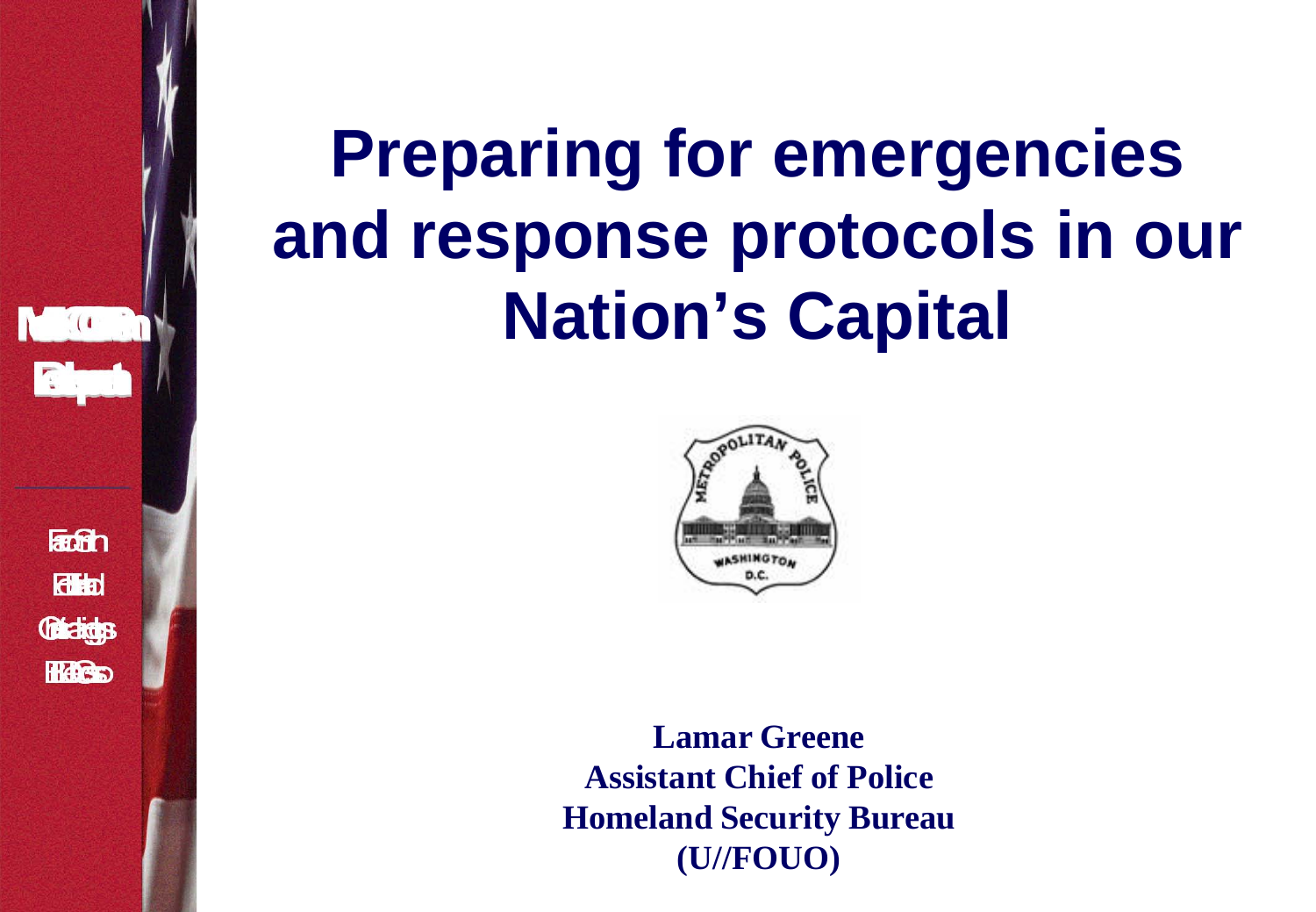# Preparing for emergencies and response protocols in our Nation's Capital

**Lamar Greene**
**Assistant Chief of Police**
**Homeland Security Bureau**
**(U//FOUO)**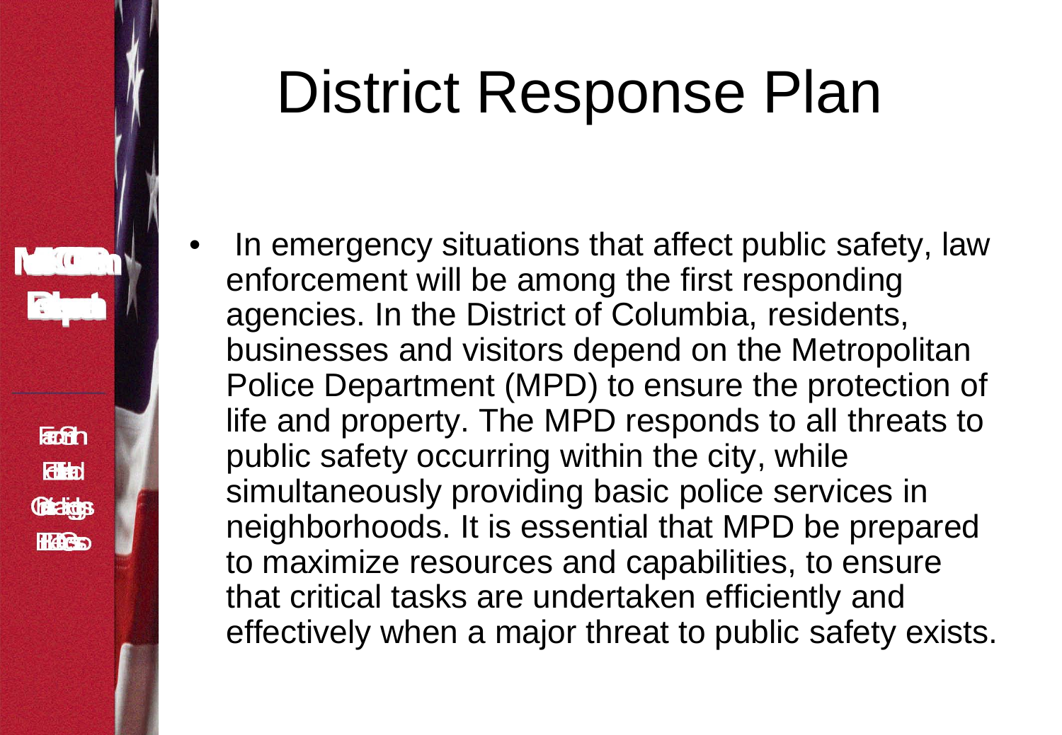# District Response Plan

- In emergency situations that affect public safety, law enforcement will be among the first responding agencies. In the District of Columbia, residents, businesses and visitors depend on the Metropolitan Police Department (MPD) to ensure the protection of life and property. The MPD responds to all threats to public safety occurring within the city, while simultaneously providing basic police services in neighborhoods. It is essential that MPD be prepared to maximize resources and capabilities, to ensure that critical tasks are undertaken efficiently and effectively when a major threat to public safety exists.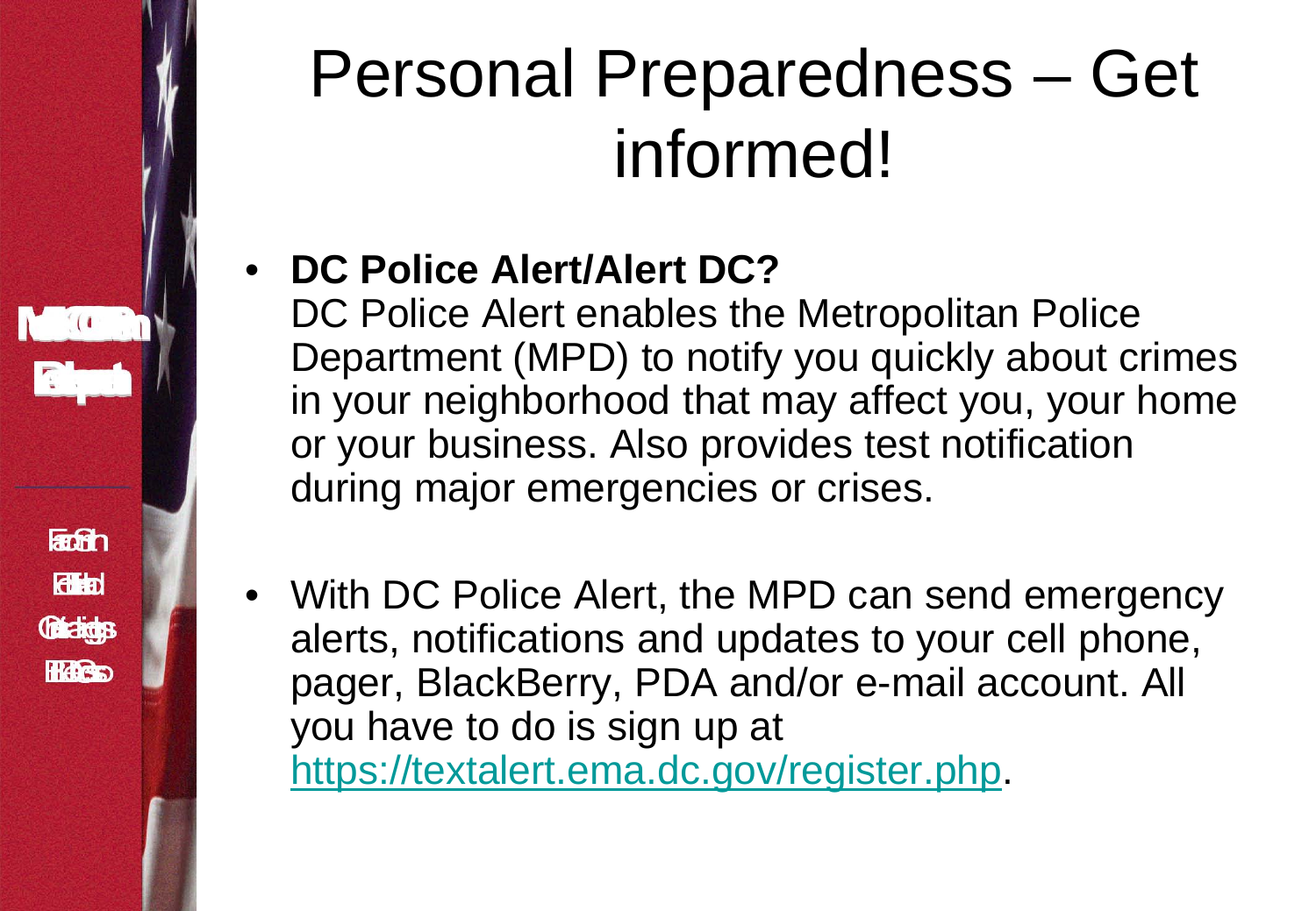# Personal Preparedness – Get informed!

- **DC Police Alert/Alert DC?**
  DC Police Alert enables the Metropolitan Police Department (MPD) to notify you quickly about crimes in your neighborhood that may affect you, your home or your business. Also provides test notification during major emergencies or crises.

- With DC Police Alert, the MPD can send emergency alerts, notifications and updates to your cell phone, pager, BlackBerry, PDA and/or e-mail account. All you have to do is sign up at [https://textalert.ema.dc.gov/register.php](https://textalert.ema.dc.gov/register.php).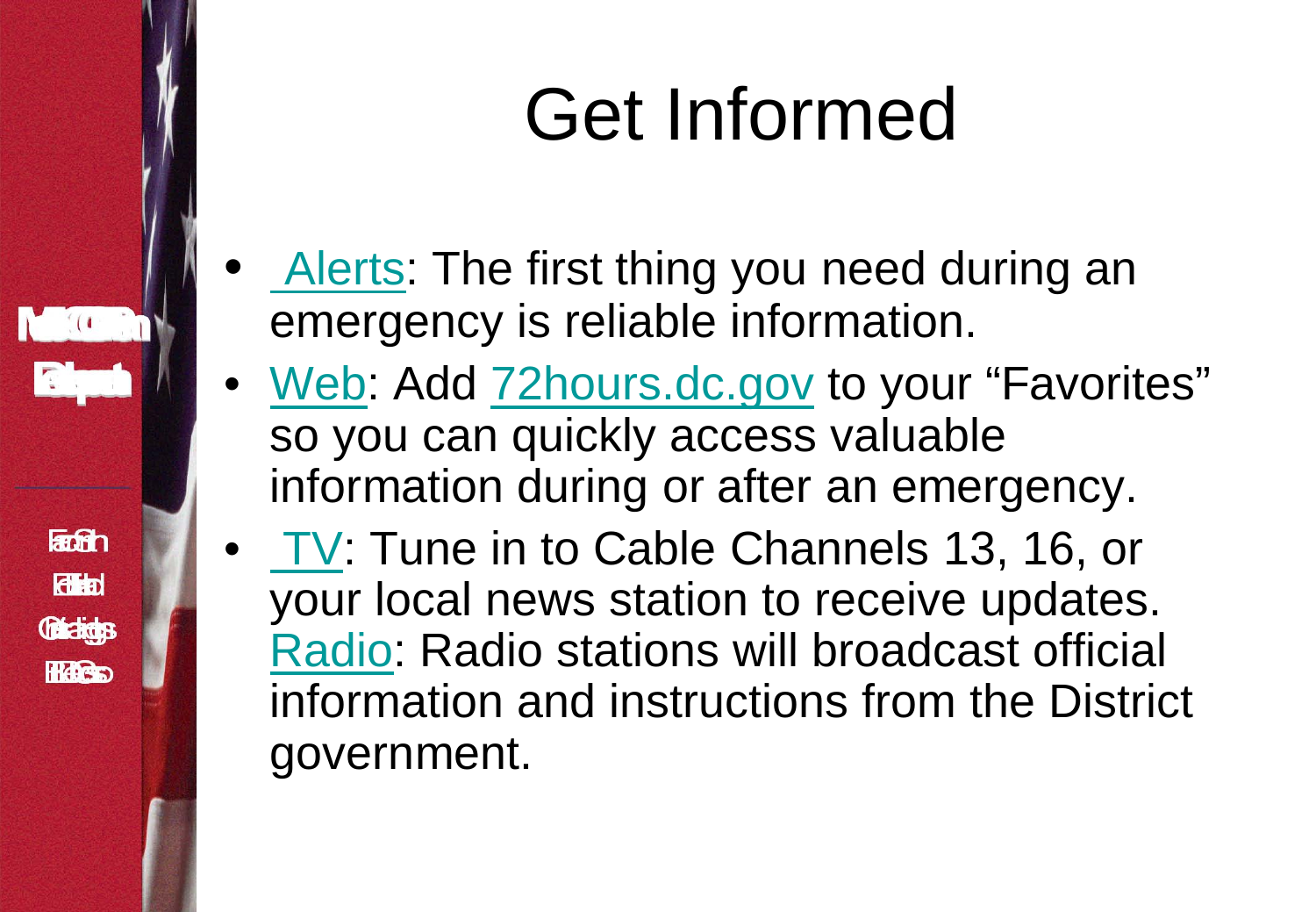# Get Informed

- Alerts: The first thing you need during an emergency is reliable information.
- Web: Add 72hours.dc.gov to your "Favorites" so you can quickly access valuable information during or after an emergency.
- TV: Tune in to Cable Channels 13, 16, or your local news station to receive updates. Radio: Radio stations will broadcast official information and instructions from the District government.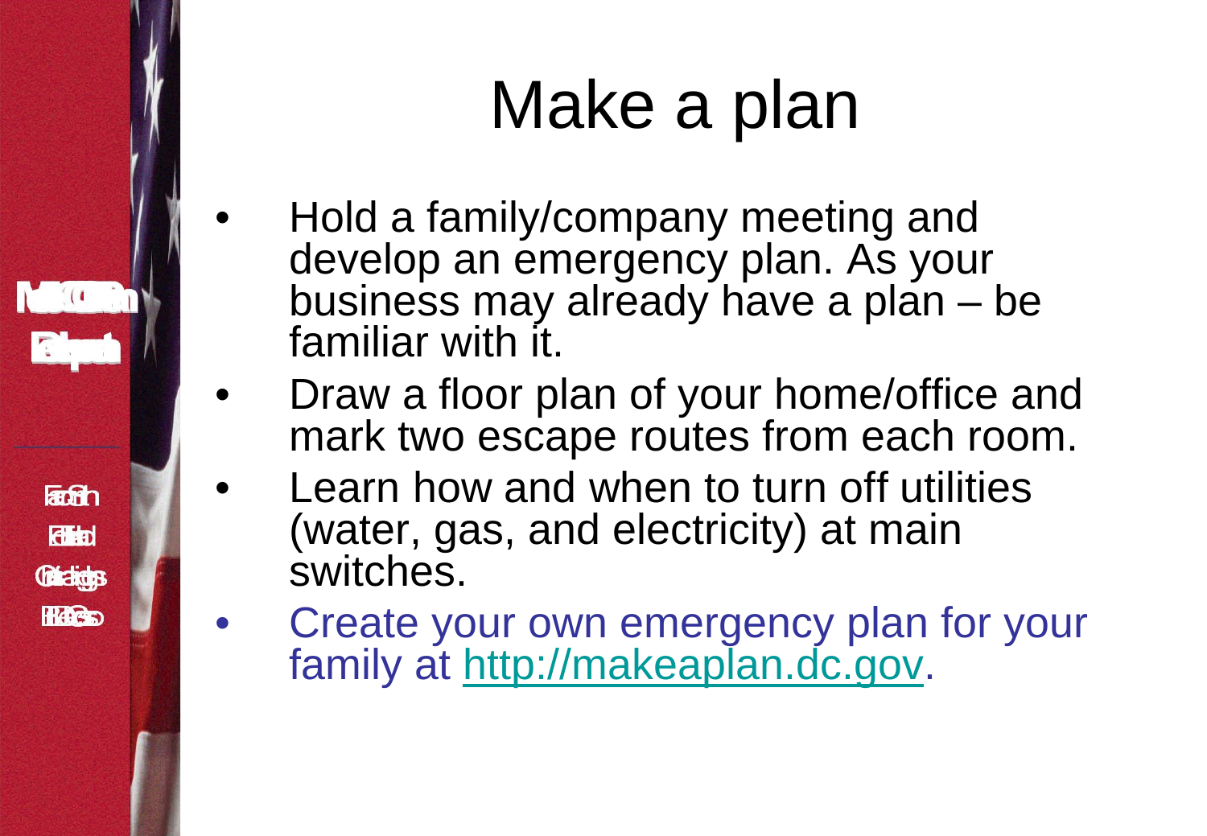# Make a plan

- Hold a family/company meeting and develop an emergency plan. As your business may already have a plan – be familiar with it.
- Draw a floor plan of your home/office and mark two escape routes from each room.
- Learn how and when to turn off utilities (water, gas, and electricity) at main switches.
- Create your own emergency plan for your family at http://makeaplan.dc.gov.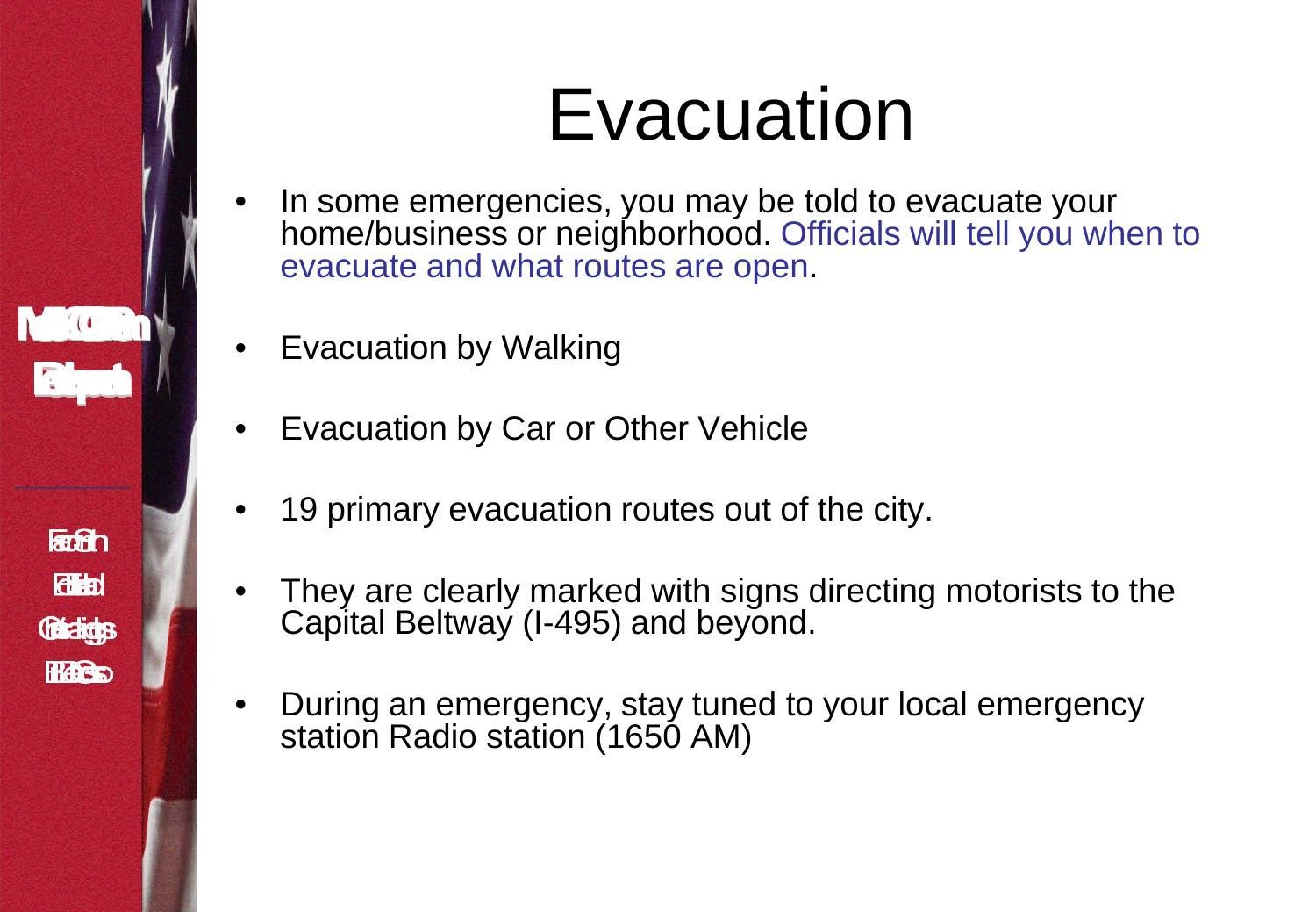# Evacuation

- In some emergencies, you may be told to evacuate your home/business or neighborhood. Officials will tell you when to evacuate and what routes are open.
- Evacuation by Walking
- Evacuation by Car or Other Vehicle
- 19 primary evacuation routes out of the city.
- They are clearly marked with signs directing motorists to the Capital Beltway (I-495) and beyond.
- During an emergency, stay tuned to your local emergency station Radio station (1650 AM)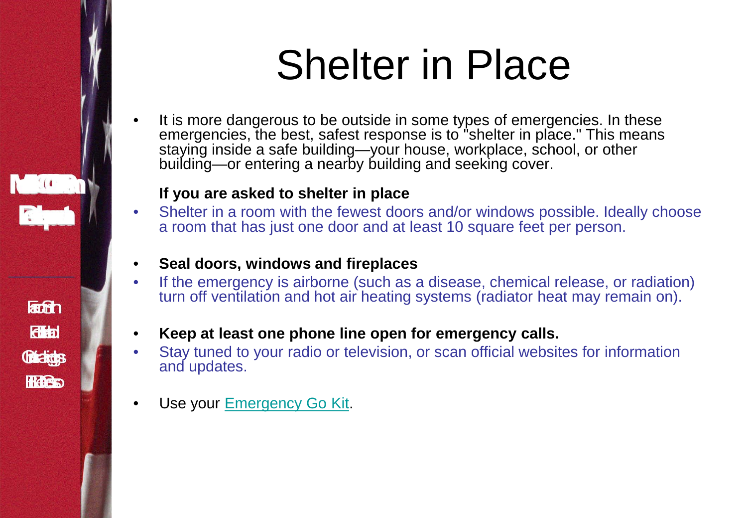# Shelter in Place

- It is more dangerous to be outside in some types of emergencies. In these emergencies, the best, safest response is to "shelter in place." This means staying inside a safe building—your house, workplace, school, or other building—or entering a nearby building and seeking cover.

**If you are asked to shelter in place**

- Shelter in a room with the fewest doors and/or windows possible. Ideally choose a room that has just one door and at least 10 square feet per person.
- **Seal doors, windows and fireplaces**
- If the emergency is airborne (such as a disease, chemical release, or radiation) turn off ventilation and hot air heating systems (radiator heat may remain on).
- **Keep at least one phone line open for emergency calls.**
- Stay tuned to your radio or television, or scan official websites for information and updates.
- Use your Emergency Go Kit.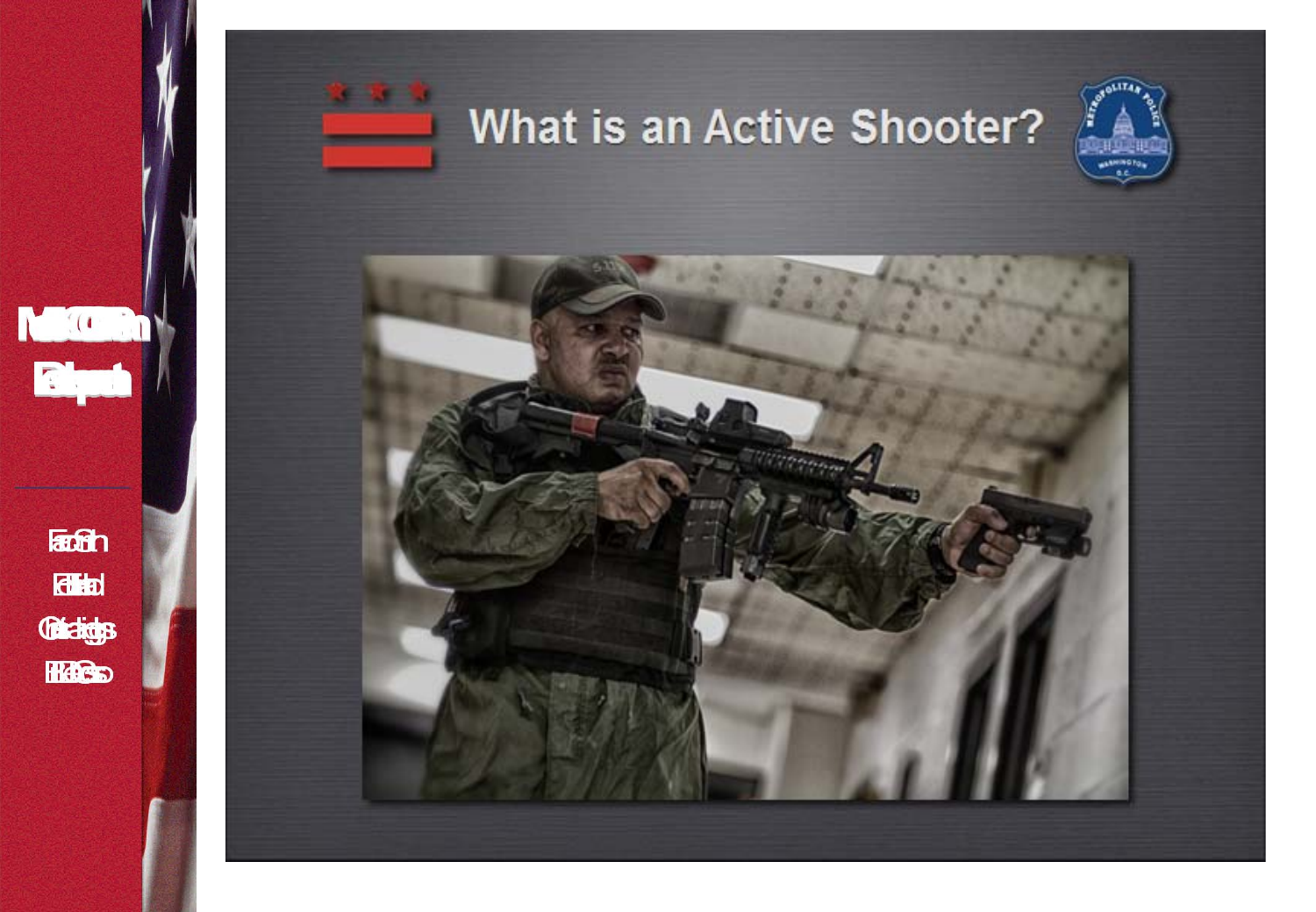# What is an Active Shooter?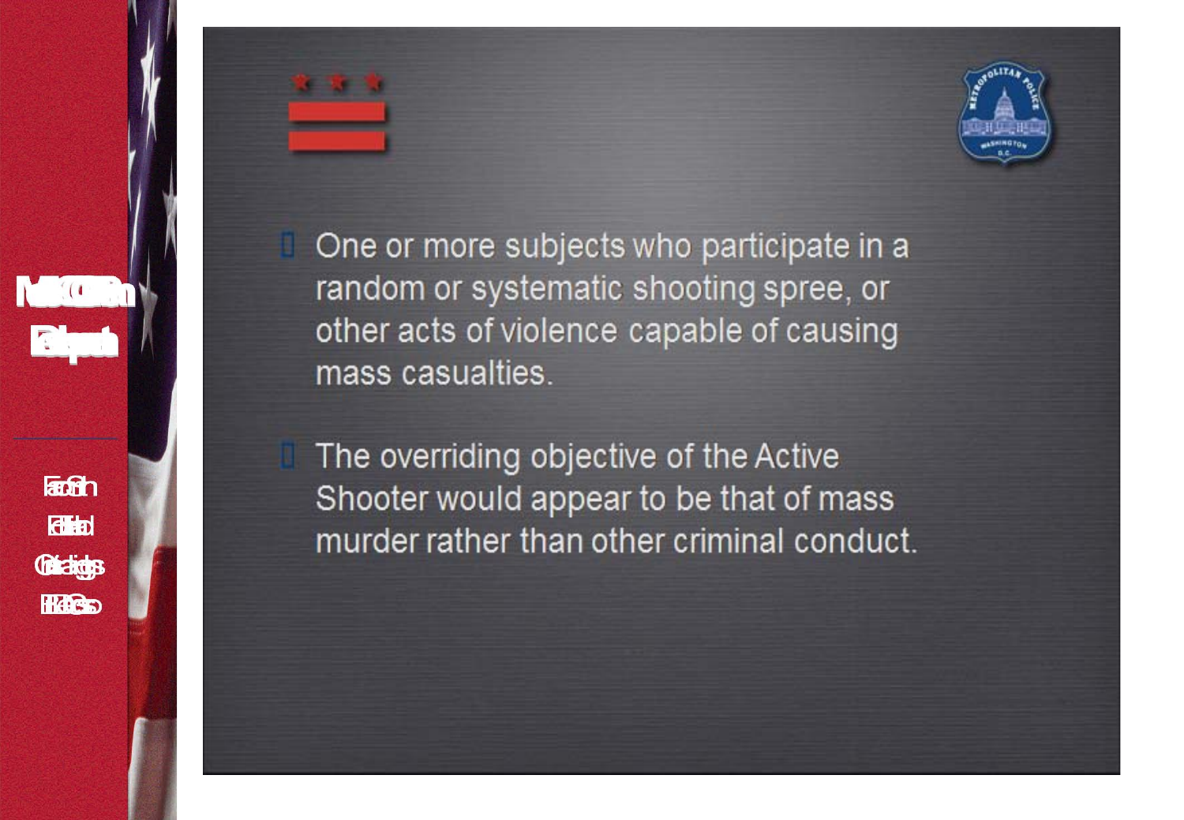- One or more subjects who participate in a random or systematic shooting spree, or other acts of violence capable of causing mass casualties.
- The overriding objective of the Active Shooter would appear to be that of mass murder rather than other criminal conduct.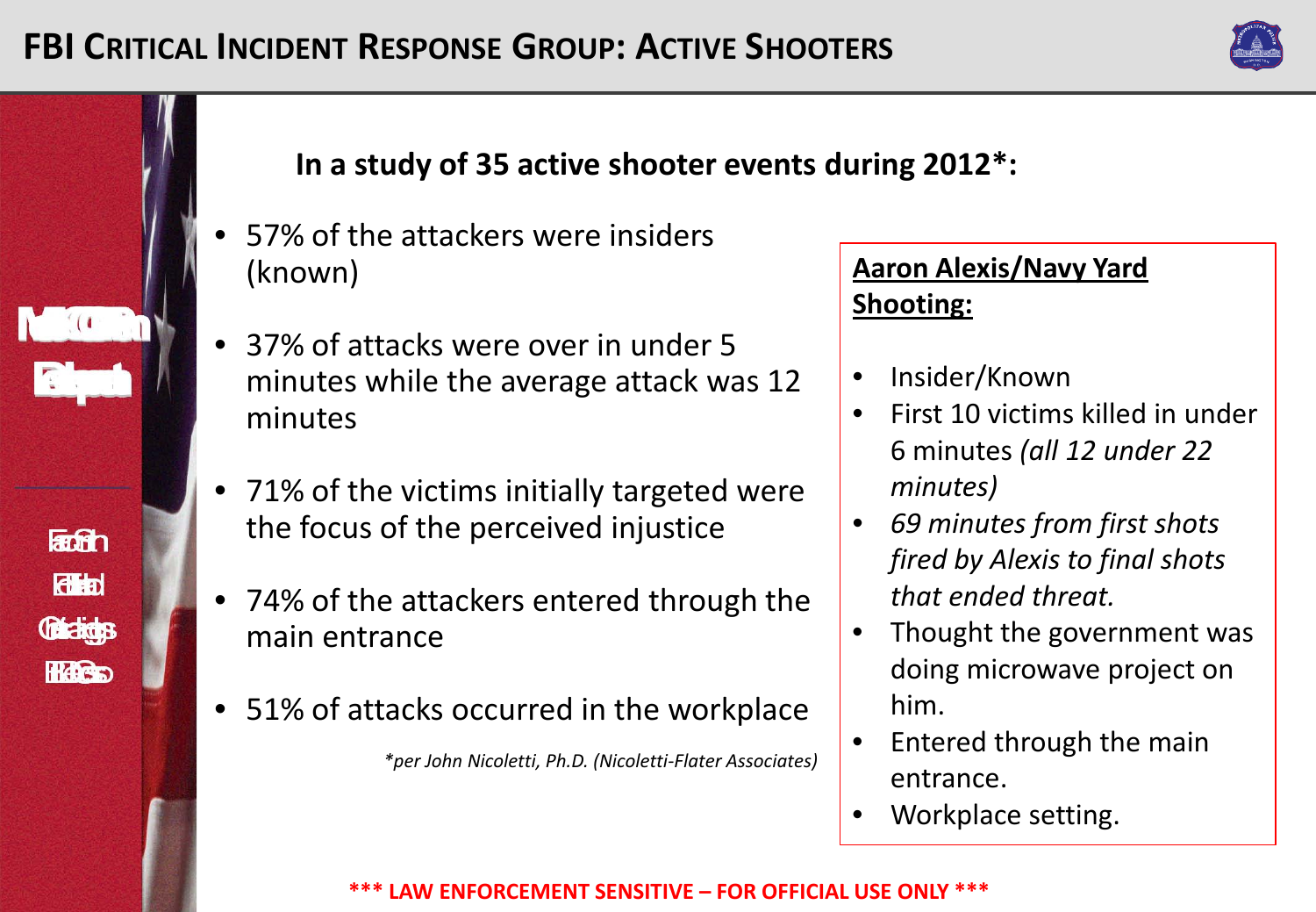# FBI Critical Incident Response Group: Active Shooters

**In a study of 35 active shooter events during 2012*:**

- 57% of the attackers were insiders (known)
- 37% of attacks were over in under 5 minutes while the average attack was 12 minutes
- 71% of the victims initially targeted were the focus of the perceived injustice
- 74% of the attackers entered through the main entrance
- 51% of attacks occurred in the workplace

*\*per John Nicoletti, Ph.D. (Nicoletti-Flater Associates)*

**Aaron Alexis/Navy Yard Shooting:**

- Insider/Known
- First 10 victims killed in under 6 minutes *(all 12 under 22 minutes)*
- *69 minutes from first shots fired by Alexis to final shots that ended threat.*
- Thought the government was doing microwave project on him.
- Entered through the main entrance.
- Workplace setting.

*** LAW ENFORCEMENT SENSITIVE – FOR OFFICIAL USE ONLY ***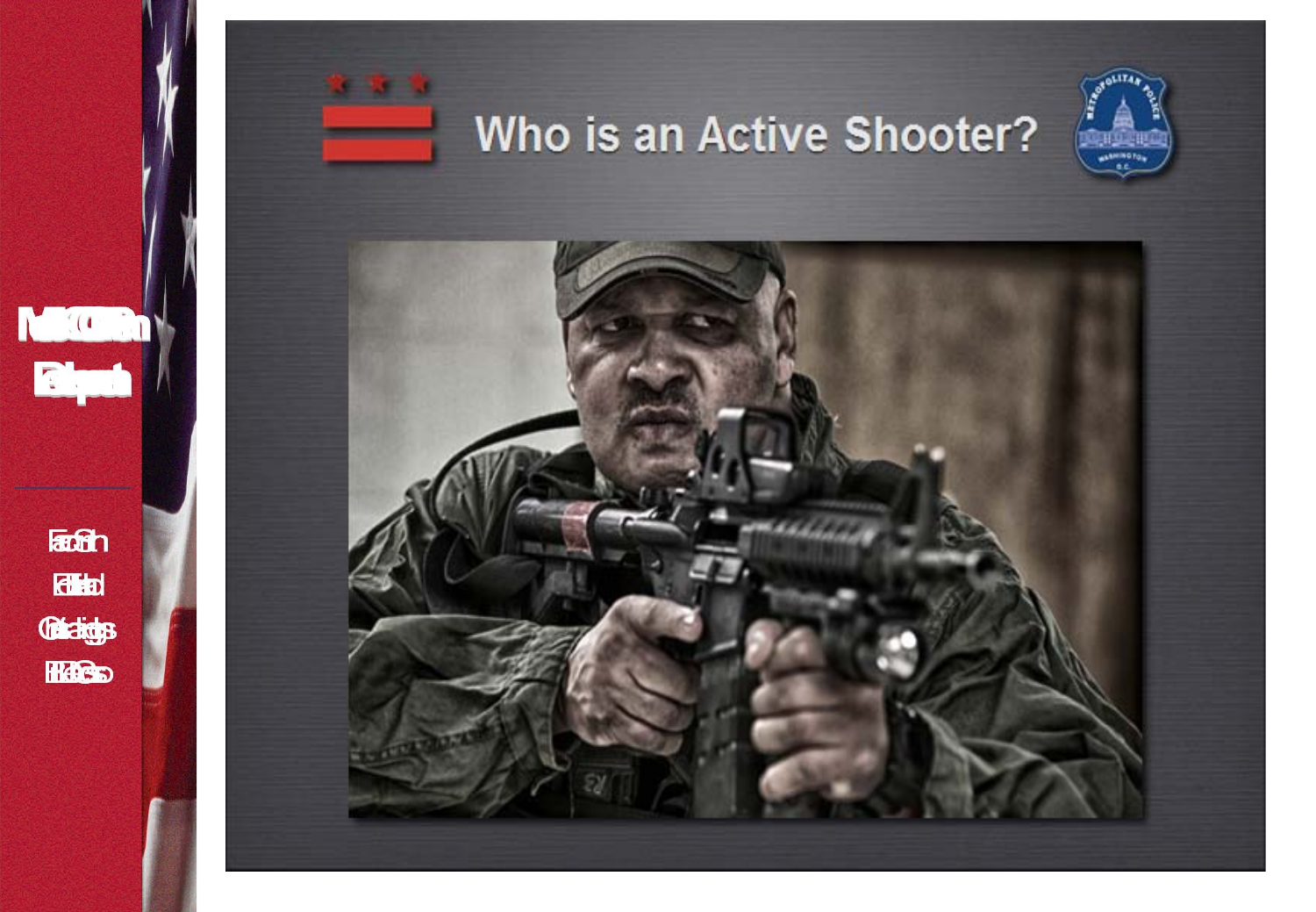# Who is an Active Shooter?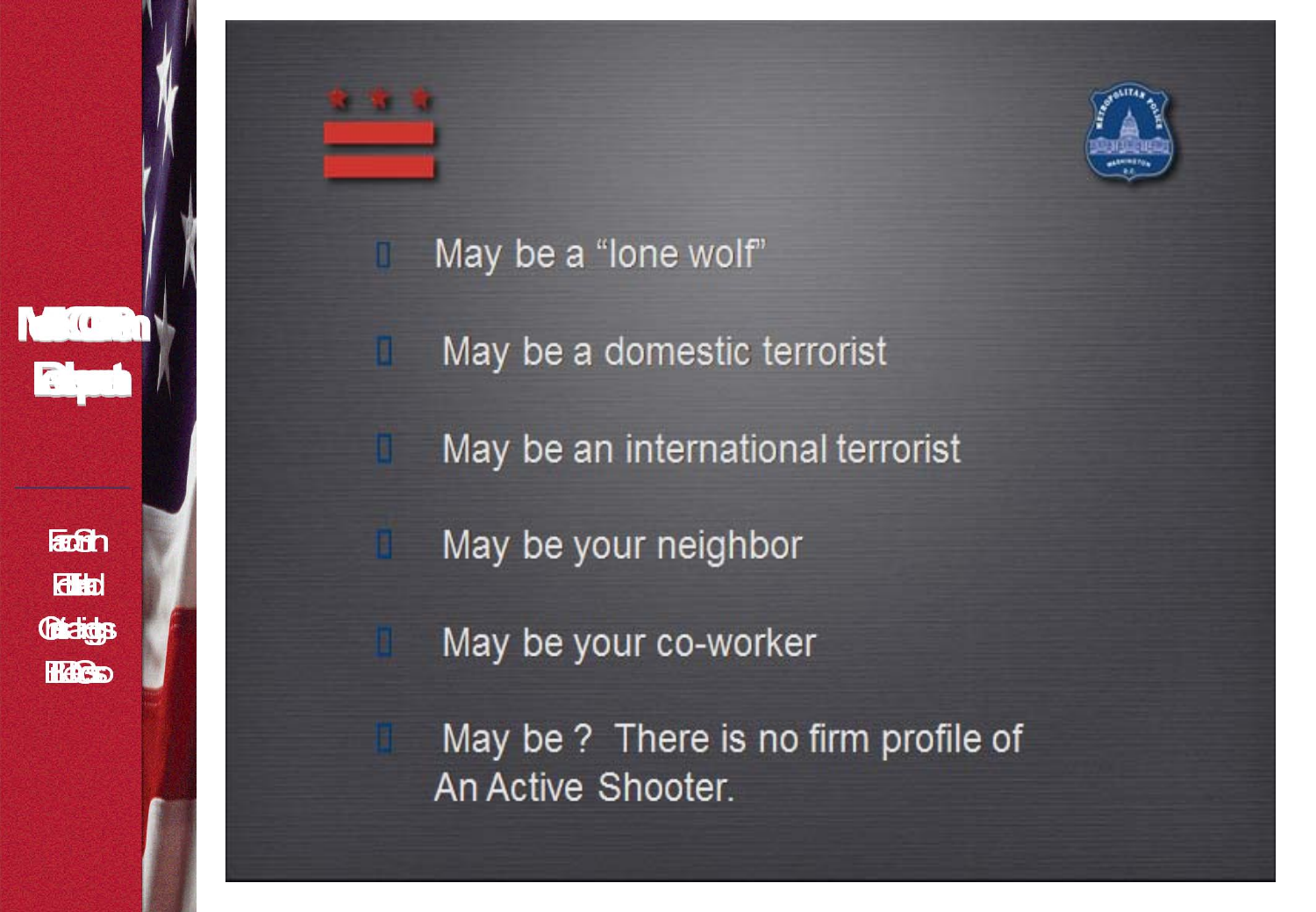- May be a "lone wolf"
- May be a domestic terrorist
- May be an international terrorist
- May be your neighbor
- May be your co-worker
- May be ? There is no firm profile of An Active Shooter.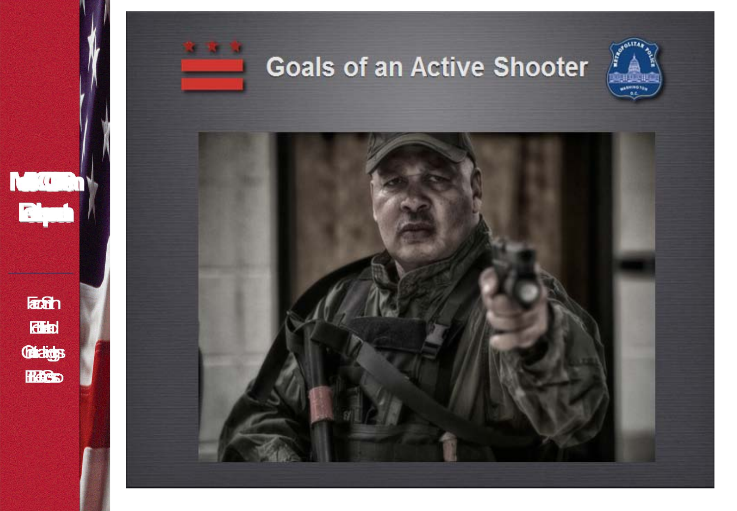# Goals of an Active Shooter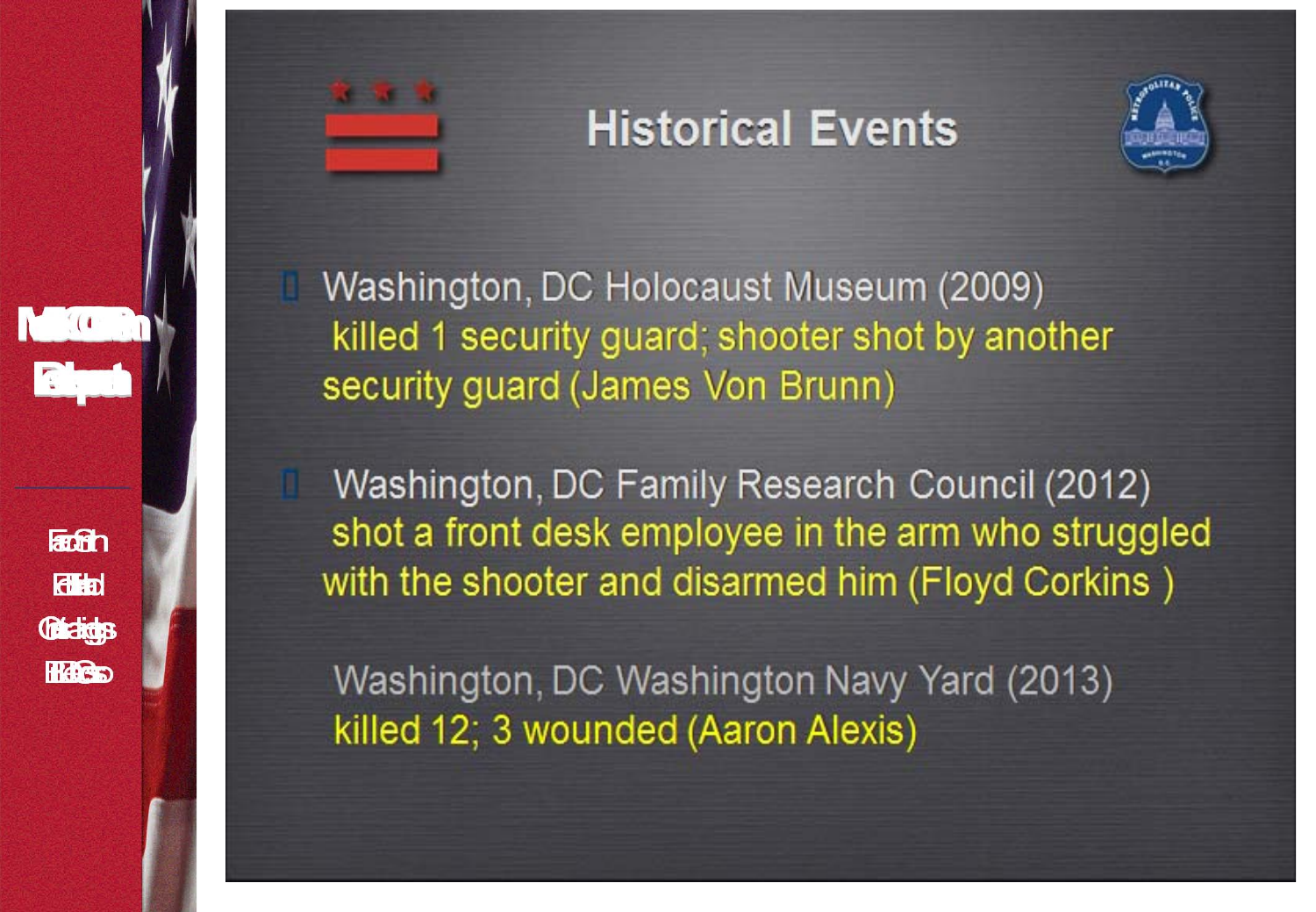# Historical Events

- Washington, DC Holocaust Museum (2009)
  killed 1 security guard; shooter shot by another security guard (James Von Brunn)

- Washington, DC Family Research Council (2012)
  shot a front desk employee in the arm who struggled with the shooter and disarmed him (Floyd Corkins )

- Washington, DC Washington Navy Yard (2013)
  killed 12; 3 wounded (Aaron Alexis)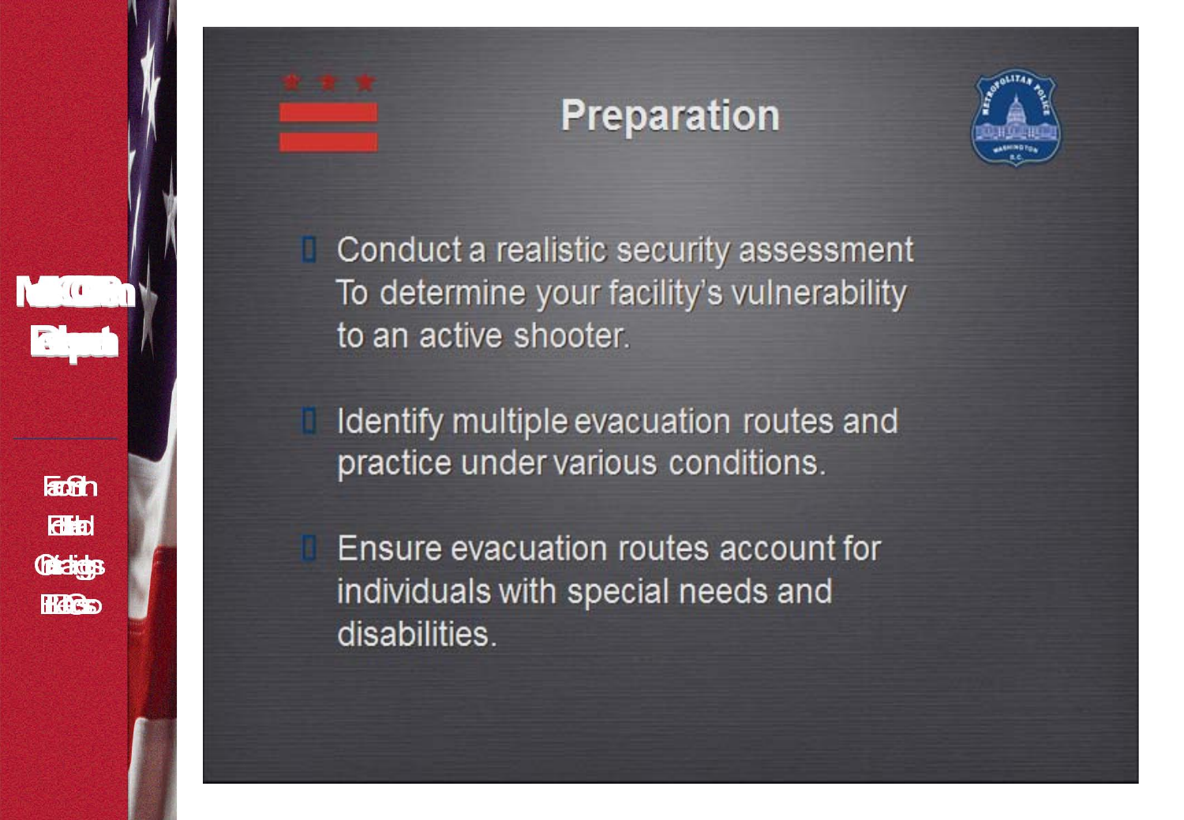# Preparation

- Conduct a realistic security assessment To determine your facility's vulnerability to an active shooter.
- Identify multiple evacuation routes and practice under various conditions.
- Ensure evacuation routes account for individuals with special needs and disabilities.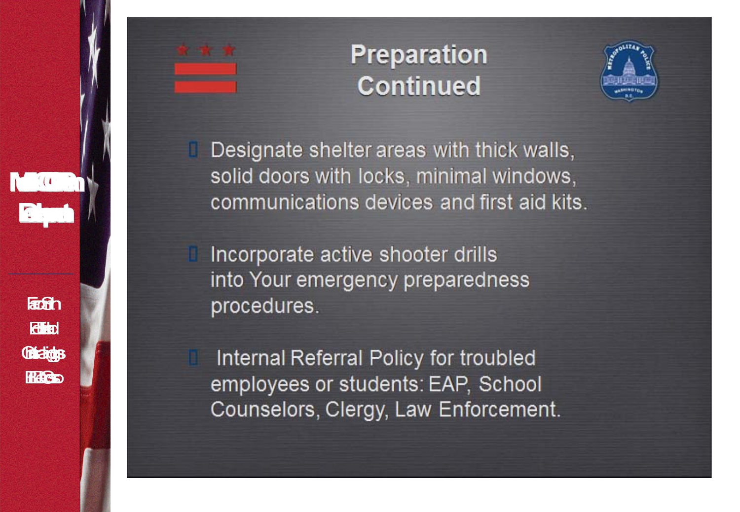# Preparation Continued

- Designate shelter areas with thick walls, solid doors with locks, minimal windows, communications devices and first aid kits.
- Incorporate active shooter drills into Your emergency preparedness procedures.
- Internal Referral Policy for troubled employees or students: EAP, School Counselors, Clergy, Law Enforcement.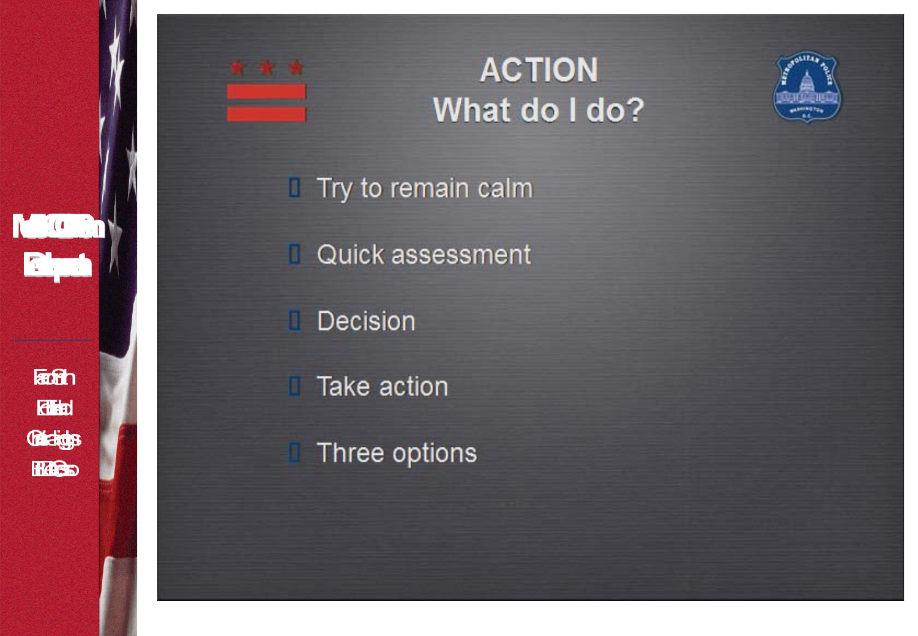# ACTION
## What do I do?

- Try to remain calm
- Quick assessment
- Decision
- Take action
- Three options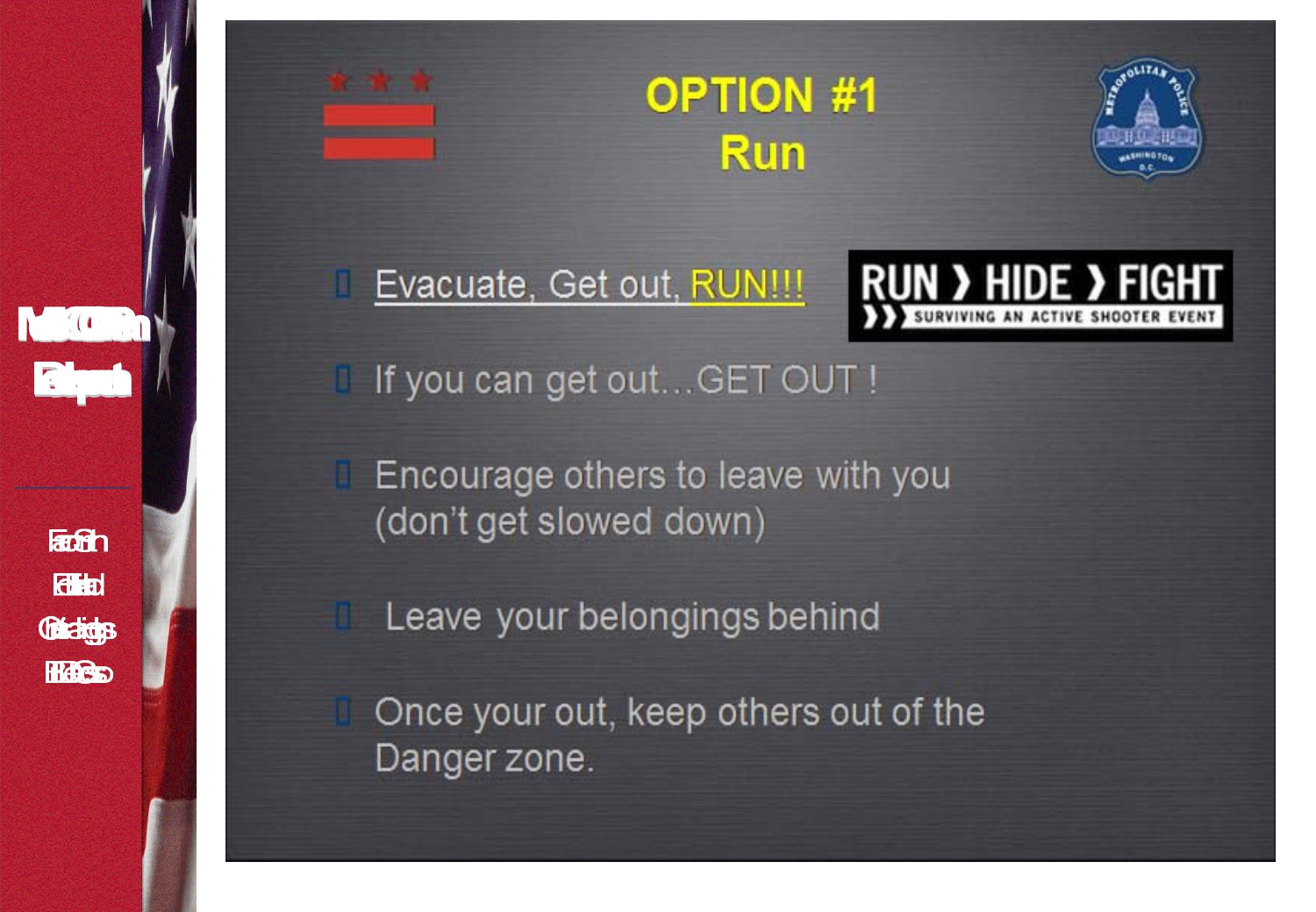# OPTION #1
## Run

RUN › HIDE › FIGHT
SURVIVING AN ACTIVE SHOOTER EVENT

- Evacuate, Get out, RUN!!!
- If you can get out…GET OUT !
- Encourage others to leave with you (don't get slowed down)
- Leave your belongings behind
- Once your out, keep others out of the Danger zone.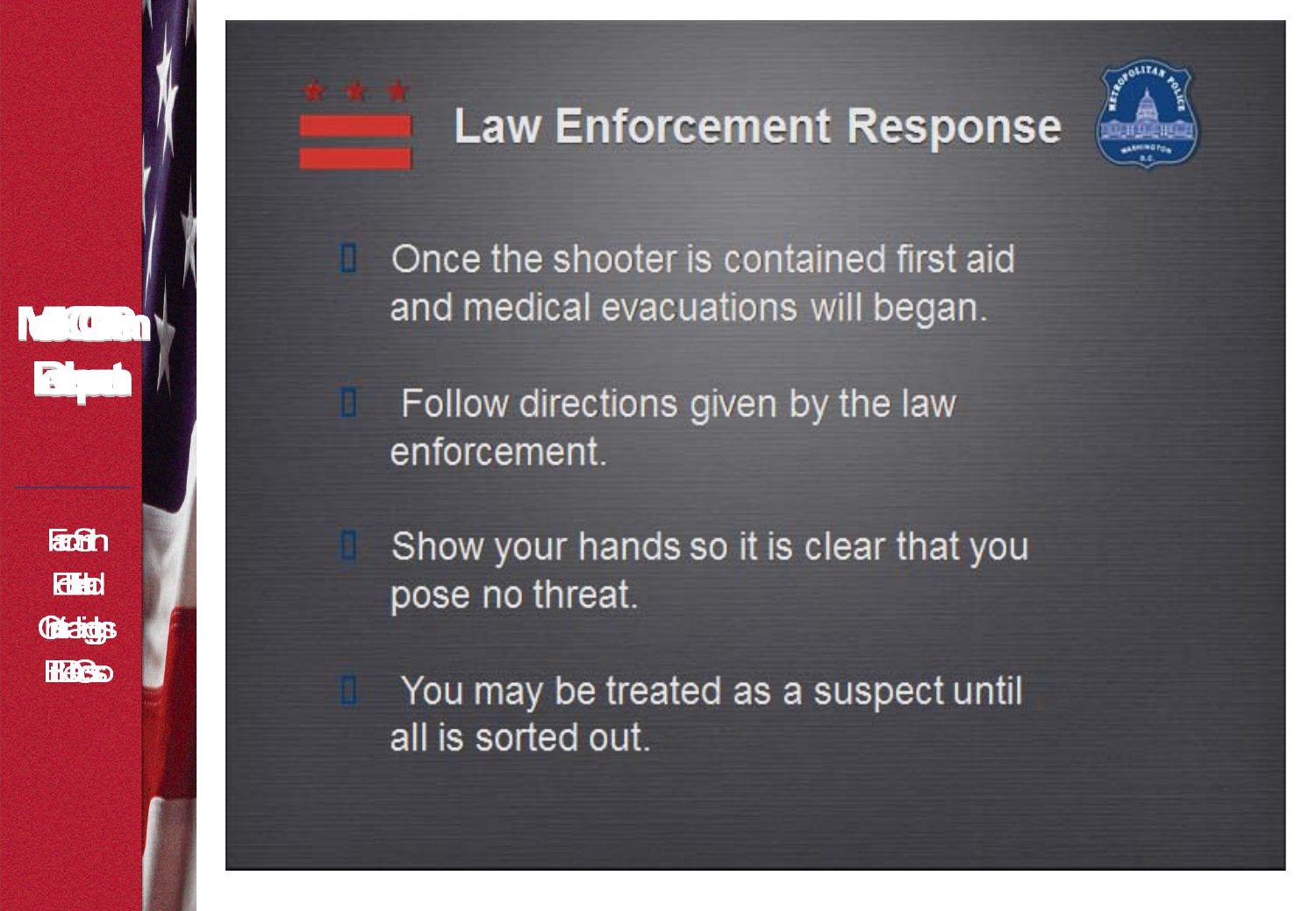# Law Enforcement Response

- Once the shooter is contained first aid and medical evacuations will began.
- Follow directions given by the law enforcement.
- Show your hands so it is clear that you pose no threat.
- You may be treated as a suspect until all is sorted out.